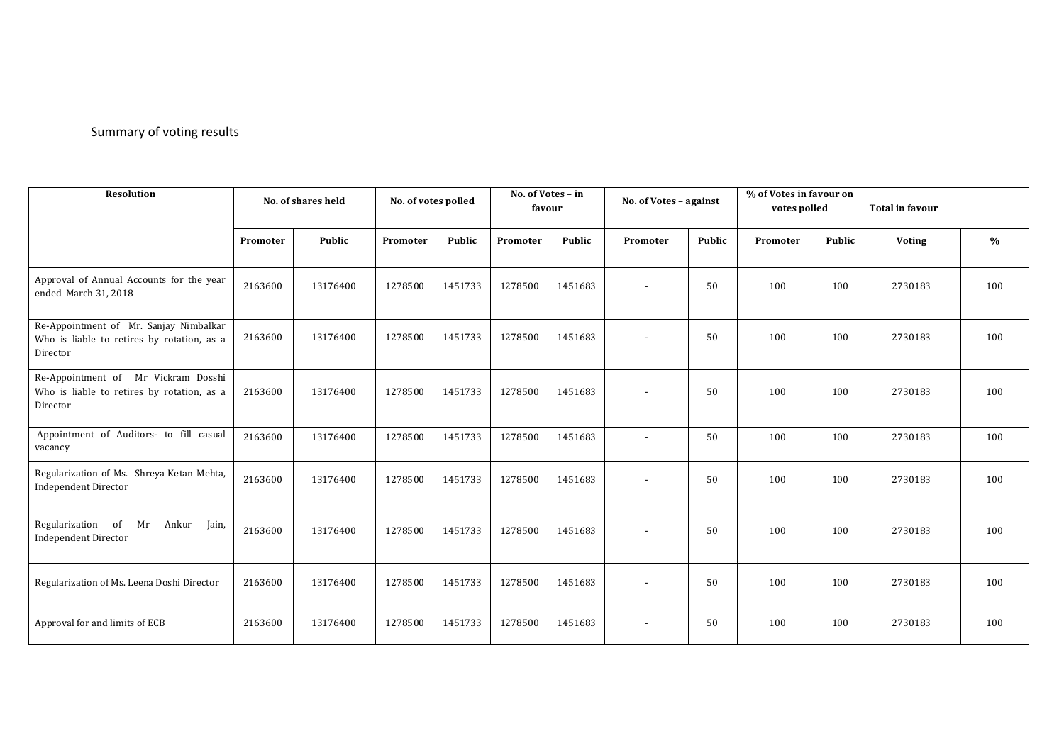Summary of voting results

| Resolution | No. of shares held | | No. of votes polled | | No. of Votes – in favour | | No. of Votes – against | | % of Votes in favour on votes polled | | Total in favour | |
|---|---|---|---|---|---|---|---|---|---|---|---|---|
| | Promoter | Public | Promoter | Public | Promoter | Public | Promoter | Public | Promoter | Public | Voting | % |
| Approval of Annual Accounts for the year ended March 31, 2018 | 2163600 | 13176400 | 1278500 | 1451733 | 1278500 | 1451683 | - | 50 | 100 | 100 | 2730183 | 100 |
| Re-Appointment of Mr. Sanjay Nimbalkar Who is liable to retires by rotation, as a Director | 2163600 | 13176400 | 1278500 | 1451733 | 1278500 | 1451683 | - | 50 | 100 | 100 | 2730183 | 100 |
| Re-Appointment of Mr Vickram Dosshi Who is liable to retires by rotation, as a Director | 2163600 | 13176400 | 1278500 | 1451733 | 1278500 | 1451683 | - | 50 | 100 | 100 | 2730183 | 100 |
| Appointment of Auditors- to fill casual vacancy | 2163600 | 13176400 | 1278500 | 1451733 | 1278500 | 1451683 | - | 50 | 100 | 100 | 2730183 | 100 |
| Regularization of Ms. Shreya Ketan Mehta, Independent Director | 2163600 | 13176400 | 1278500 | 1451733 | 1278500 | 1451683 | - | 50 | 100 | 100 | 2730183 | 100 |
| Regularization of Mr Ankur Jain, Independent Director | 2163600 | 13176400 | 1278500 | 1451733 | 1278500 | 1451683 | - | 50 | 100 | 100 | 2730183 | 100 |
| Regularization of Ms. Leena Doshi Director | 2163600 | 13176400 | 1278500 | 1451733 | 1278500 | 1451683 | - | 50 | 100 | 100 | 2730183 | 100 |
| Approval for and limits of ECB | 2163600 | 13176400 | 1278500 | 1451733 | 1278500 | 1451683 | - | 50 | 100 | 100 | 2730183 | 100 |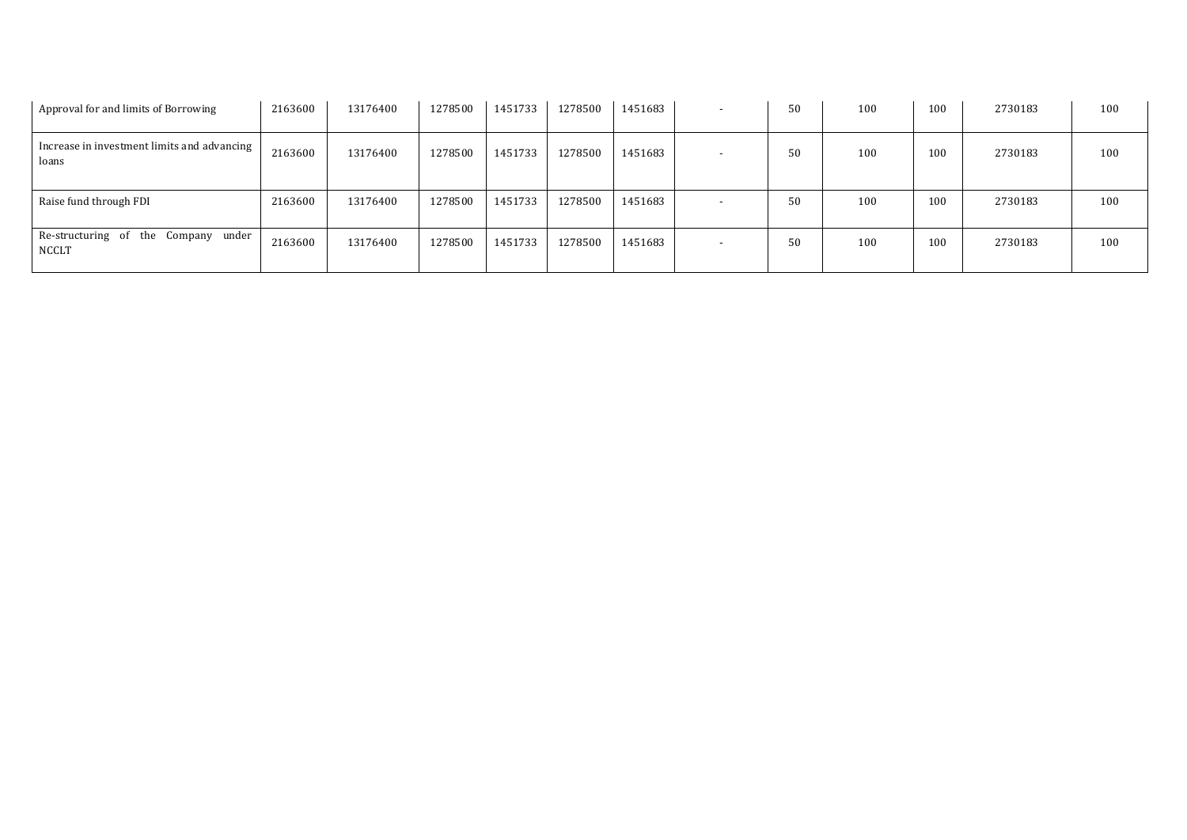| | | | | | | | | | | | | |
|---|---|---|---|---|---|---|---|---|---|---|---|---|
| Approval for and limits of Borrowing | 2163600 | 13176400 | 1278500 | 1451733 | 1278500 | 1451683 | - | 50 | 100 | 100 | 2730183 | 100 |
| Increase in investment limits and advancing loans | 2163600 | 13176400 | 1278500 | 1451733 | 1278500 | 1451683 | - | 50 | 100 | 100 | 2730183 | 100 |
| Raise fund through FDI | 2163600 | 13176400 | 1278500 | 1451733 | 1278500 | 1451683 | - | 50 | 100 | 100 | 2730183 | 100 |
| Re-structuring of the Company under NCCLT | 2163600 | 13176400 | 1278500 | 1451733 | 1278500 | 1451683 | - | 50 | 100 | 100 | 2730183 | 100 |